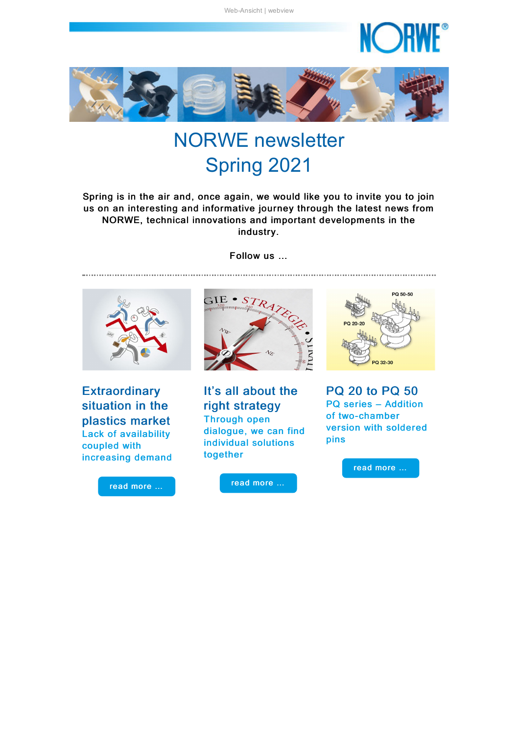Web-Ansicht | webview

# NORWE newsletter
# Spring 2021

**Spring is in the air and, once again, we would like you to invite you to join us on an interesting and informative journey through the latest news from NORWE, technical innovations and important developments in the industry.**

**Follow us ...**

---

## Extraordinary situation in the plastics market

Lack of availability coupled with increasing demand

read more ...

## It's all about the right strategy

Through open dialogue, we can find individual solutions together

read more ...

## PQ 20 to PQ 50

PQ series – Addition of two-chamber version with soldered pins

read more ...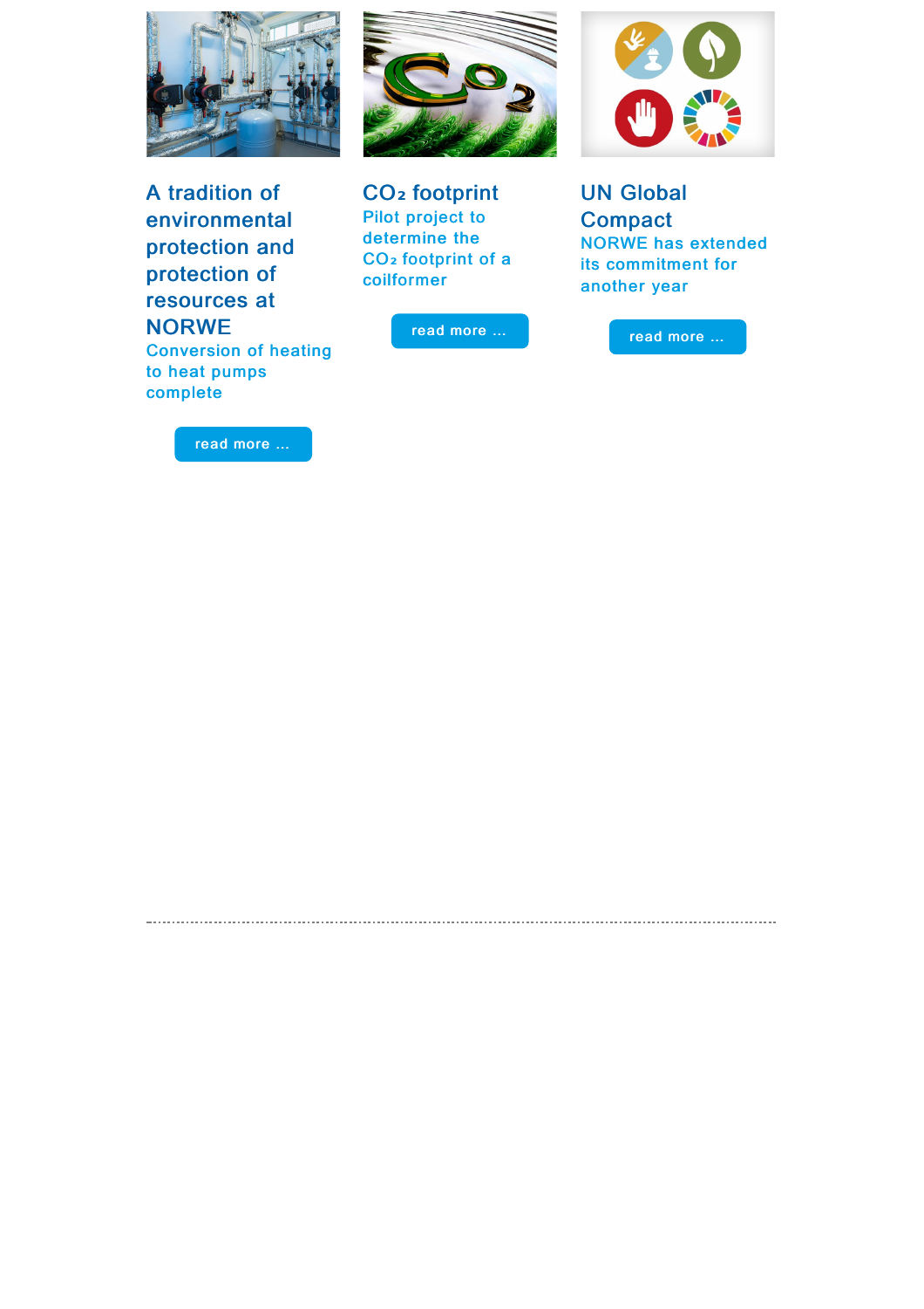## A tradition of environmental protection and protection of resources at NORWE

Conversion of heating to heat pumps complete

read more ...

## $CO_2$ footprint

Pilot project to determine the $CO_2$ footprint of a coilformer

read more ...

## UN Global Compact

NORWE has extended its commitment for another year

read more ...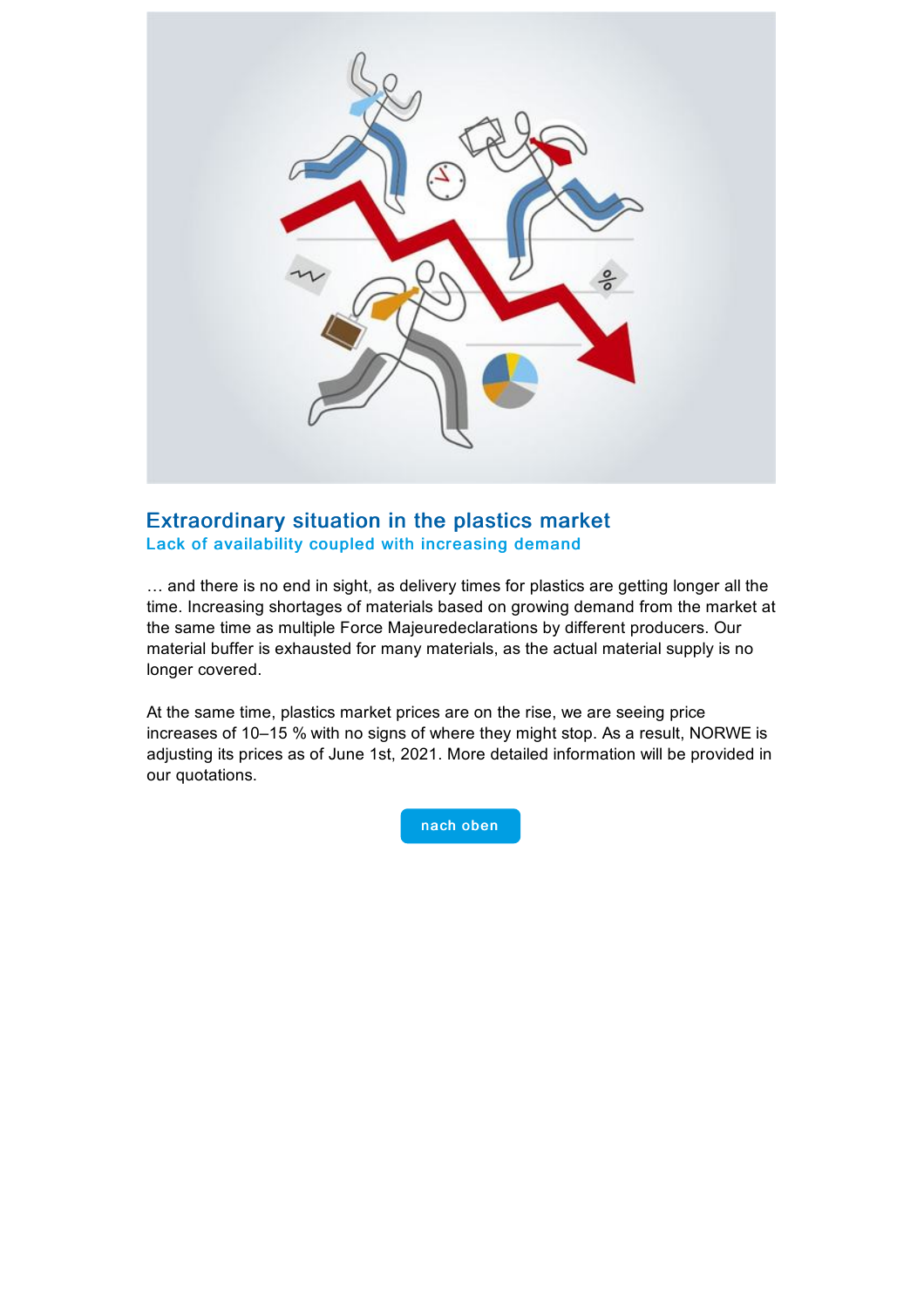## Extraordinary situation in the plastics market

### Lack of availability coupled with increasing demand

… and there is no end in sight, as delivery times for plastics are getting longer all the time. Increasing shortages of materials based on growing demand from the market at the same time as multiple Force Majeuredeclarations by different producers. Our material buffer is exhausted for many materials, as the actual material supply is no longer covered.

At the same time, plastics market prices are on the rise, we are seeing price increases of 10–15 % with no signs of where they might stop. As a result, NORWE is adjusting its prices as of June 1st, 2021. More detailed information will be provided in our quotations.

nach oben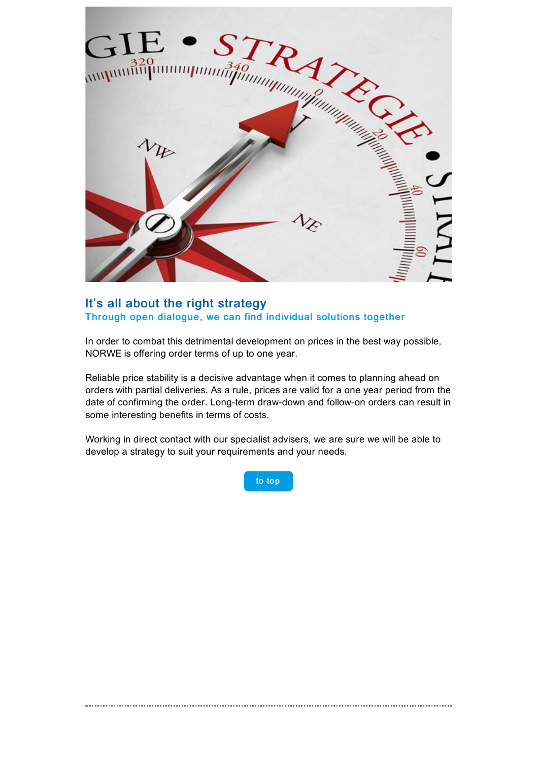## It’s all about the right strategy

### Through open dialogue, we can find individual solutions together

In order to combat this detrimental development on prices in the best way possible, NORWE is offering order terms of up to one year.

Reliable price stability is a decisive advantage when it comes to planning ahead on orders with partial deliveries. As a rule, prices are valid for a one year period from the date of confirming the order. Long-term draw-down and follow-on orders can result in some interesting benefits in terms of costs.

Working in direct contact with our specialist advisers, we are sure we will be able to develop a strategy to suit your requirements and your needs.

to top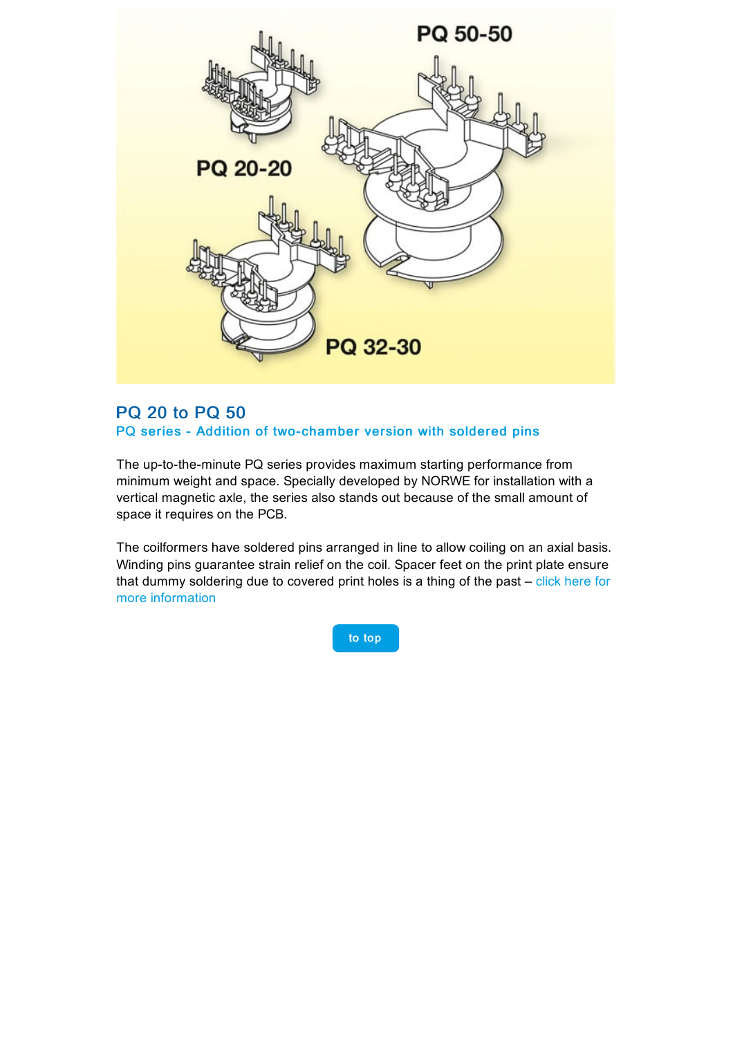## PQ 20 to PQ 50

### PQ series - Addition of two-chamber version with soldered pins

The up-to-the-minute PQ series provides maximum starting performance from minimum weight and space. Specially developed by NORWE for installation with a vertical magnetic axle, the series also stands out because of the small amount of space it requires on the PCB.

The coilformers have soldered pins arranged in line to allow coiling on an axial basis. Winding pins guarantee strain relief on the coil. Spacer feet on the print plate ensure that dummy soldering due to covered print holes is a thing of the past – click here for more information

to top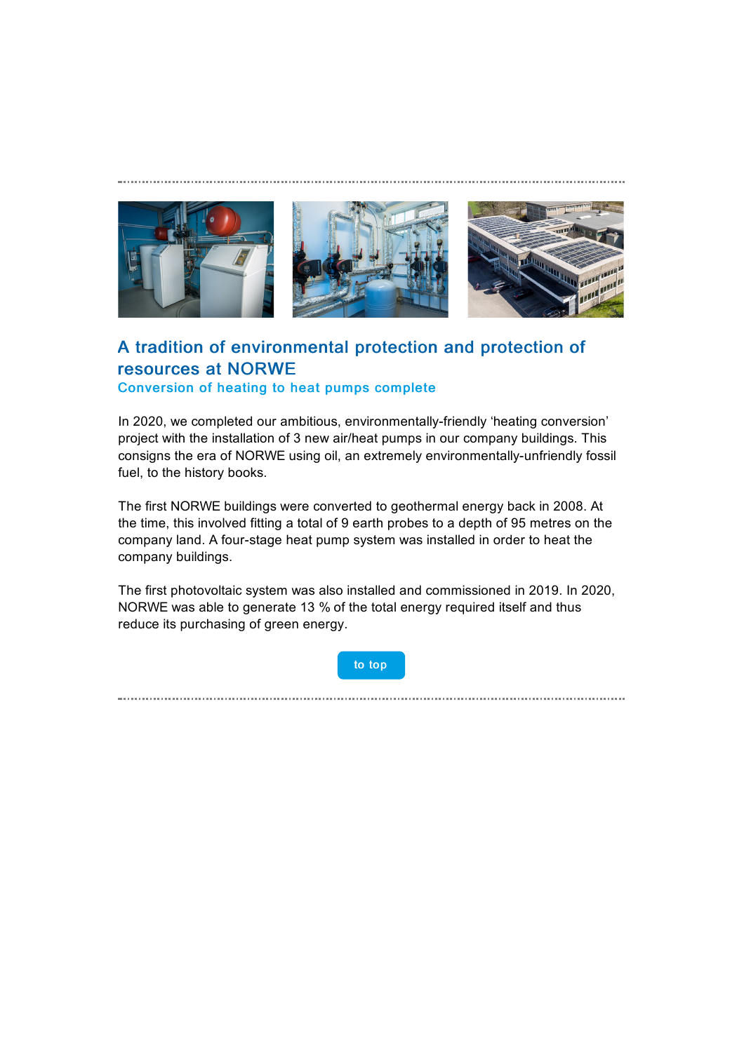## A tradition of environmental protection and protection of resources at NORWE

### Conversion of heating to heat pumps complete

In 2020, we completed our ambitious, environmentally-friendly 'heating conversion' project with the installation of 3 new air/heat pumps in our company buildings. This consigns the era of NORWE using oil, an extremely environmentally-unfriendly fossil fuel, to the history books.

The first NORWE buildings were converted to geothermal energy back in 2008. At the time, this involved fitting a total of 9 earth probes to a depth of 95 metres on the company land. A four-stage heat pump system was installed in order to heat the company buildings.

The first photovoltaic system was also installed and commissioned in 2019. In 2020, NORWE was able to generate 13 % of the total energy required itself and thus reduce its purchasing of green energy.

to top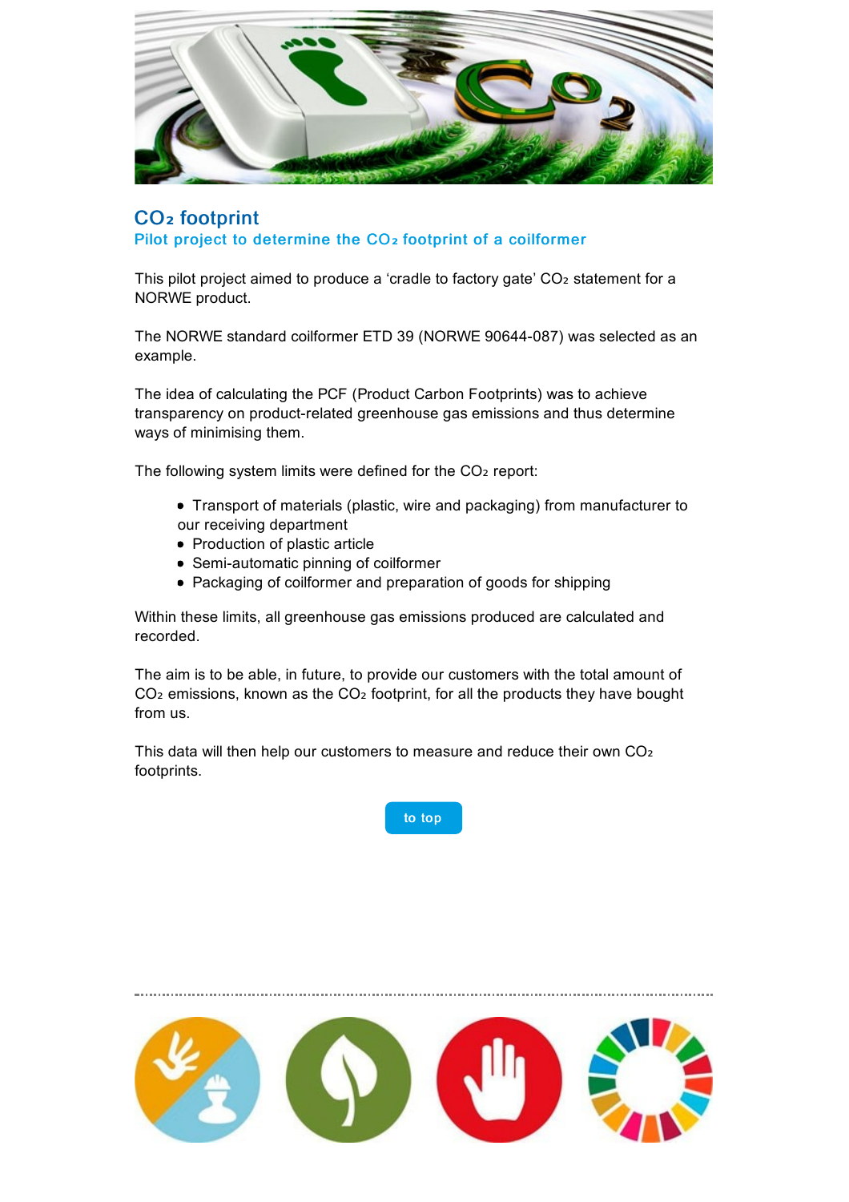## $CO_2$ footprint

### Pilot project to determine the $CO_2$ footprint of a coilformer

This pilot project aimed to produce a 'cradle to factory gate' $CO_2$ statement for a NORWE product.

The NORWE standard coilformer ETD 39 (NORWE 90644-087) was selected as an example.

The idea of calculating the PCF (Product Carbon Footprints) was to achieve transparency on product-related greenhouse gas emissions and thus determine ways of minimising them.

The following system limits were defined for the $CO_2$ report:

- Transport of materials (plastic, wire and packaging) from manufacturer to our receiving department
- Production of plastic article
- Semi-automatic pinning of coilformer
- Packaging of coilformer and preparation of goods for shipping

Within these limits, all greenhouse gas emissions produced are calculated and recorded.

The aim is to be able, in future, to provide our customers with the total amount of $CO_2$ emissions, known as the $CO_2$ footprint, for all the products they have bought from us.

This data will then help our customers to measure and reduce their own $CO_2$ footprints.

to top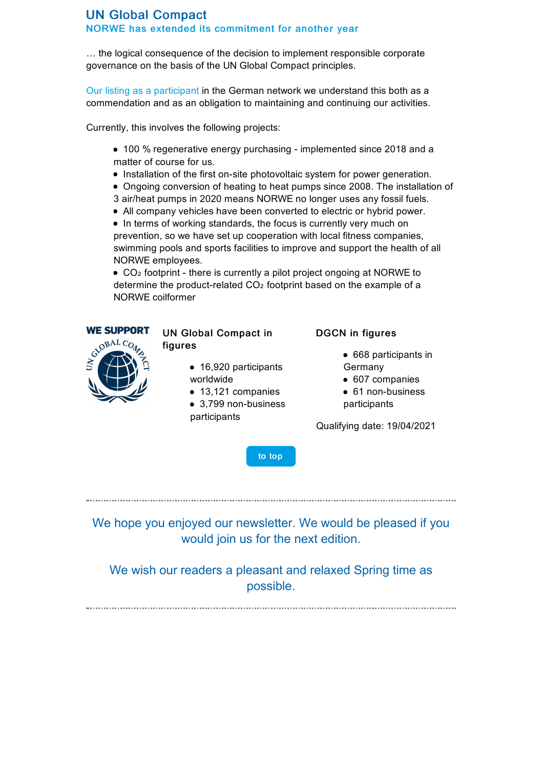## UN Global Compact

### NORWE has extended its commitment for another year

… the logical consequence of the decision to implement responsible corporate governance on the basis of the UN Global Compact principles.

Our listing as a participant in the German network we understand this both as a commendation and as an obligation to maintaining and continuing our activities.

Currently, this involves the following projects:

- 100 % regenerative energy purchasing - implemented since 2018 and a matter of course for us.
- Installation of the first on-site photovoltaic system for power generation.
- Ongoing conversion of heating to heat pumps since 2008. The installation of 3 air/heat pumps in 2020 means NORWE no longer uses any fossil fuels.
- All company vehicles have been converted to electric or hybrid power.
- In terms of working standards, the focus is currently very much on prevention, so we have set up cooperation with local fitness companies, swimming pools and sports facilities to improve and support the health of all NORWE employees.
- $CO_2$ footprint - there is currently a pilot project ongoing at NORWE to determine the product-related $CO_2$ footprint based on the example of a NORWE coilformer

WE SUPPORT UN GLOBAL COMPACT

**UN Global Compact in figures**

- 16,920 participants worldwide
- 13,121 companies
- 3,799 non-business participants

**DGCN in figures**

- 668 participants in Germany
- 607 companies
- 61 non-business participants

Qualifying date: 19/04/2021

to top

---

We hope you enjoyed our newsletter. We would be pleased if you would join us for the next edition.

We wish our readers a pleasant and relaxed Spring time as possible.

---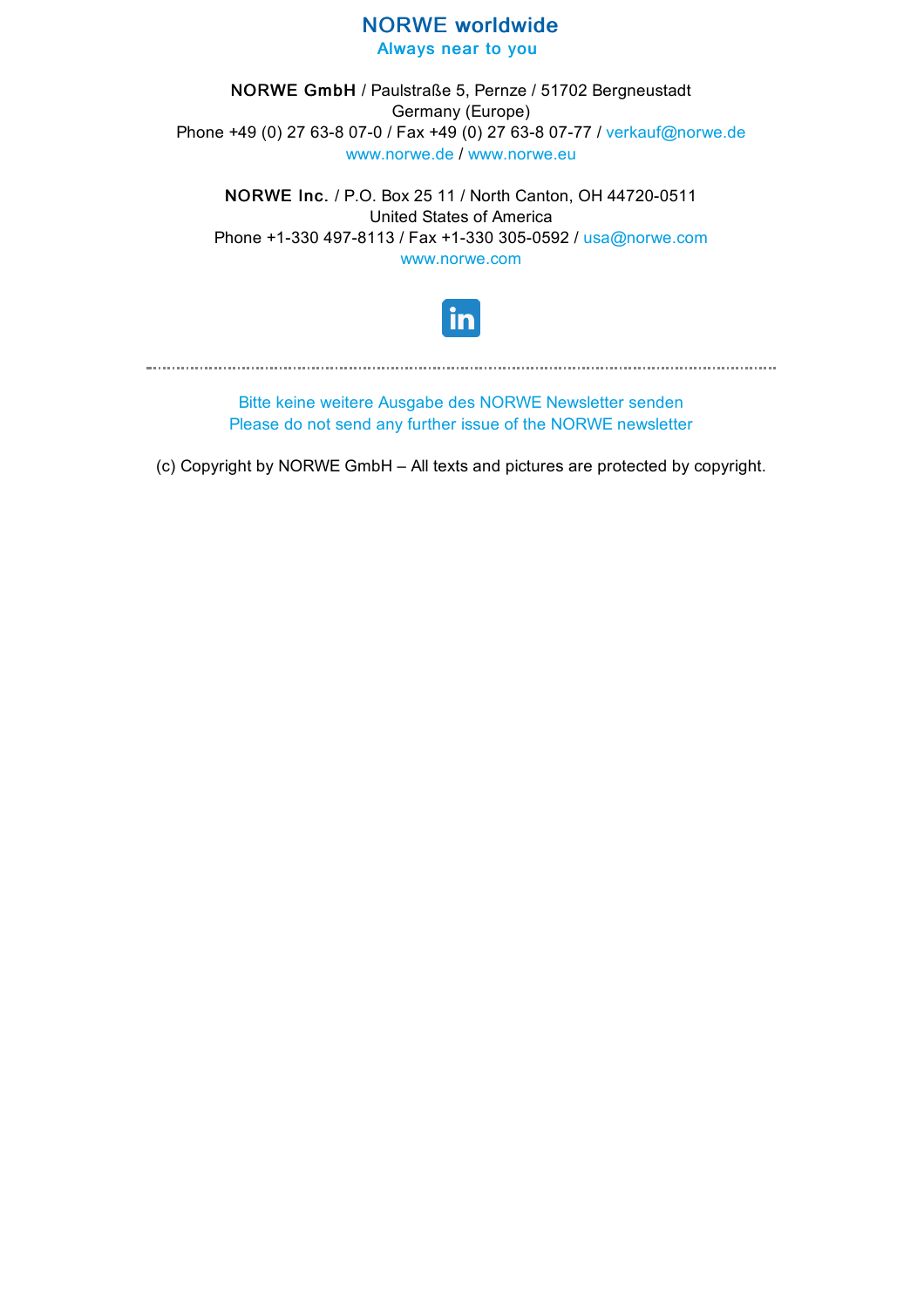## NORWE worldwide

**Always near to you**

**NORWE GmbH** / Paulstraße 5, Pernze / 51702 Bergneustadt
Germany (Europe)
Phone +49 (0) 27 63-8 07-0 / Fax +49 (0) 27 63-8 07-77 / verkauf@norwe.de
www.norwe.de / www.norwe.eu

**NORWE Inc.** / P.O. Box 25 11 / North Canton, OH 44720-0511
United States of America
Phone +1-330 497-8113 / Fax +1-330 305-0592 / usa@norwe.com
www.norwe.com

---

Bitte keine weitere Ausgabe des NORWE Newsletter senden
Please do not send any further issue of the NORWE newsletter

(c) Copyright by NORWE GmbH – All texts and pictures are protected by copyright.